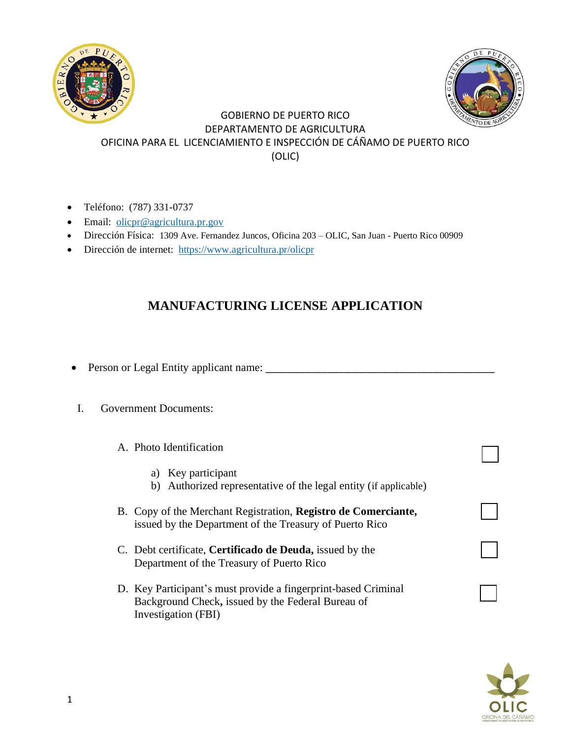GOBIERNO DE PUERTO RICO
DEPARTAMENTO DE AGRICULTURA
OFICINA PARA EL LICENCIAMIENTO E INSPECCIÓN DE CÁÑAMO DE PUERTO RICO
(OLIC)

- Teléfono: (787) 331-0737
- Email: olicpr@agricultura.pr.gov
- Dirección Física: 1309 Ave. Fernandez Juncos, Oficina 203 – OLIC, San Juan - Puerto Rico 00909
- Dirección de internet: https://www.agricultura.pr/olicpr

# MANUFACTURING LICENSE APPLICATION

- Person or Legal Entity applicant name: ________________________________________

I. Government Documents:

A. Photo Identification ☐

a) Key participant
b) Authorized representative of the legal entity (if applicable)

B. Copy of the Merchant Registration, **Registro de Comerciante,** issued by the Department of the Treasury of Puerto Rico ☐

C. Debt certificate, **Certificado de Deuda,** issued by the Department of the Treasury of Puerto Rico ☐

D. Key Participant's must provide a fingerprint-based Criminal Background Check**,** issued by the Federal Bureau of Investigation (FBI) ☐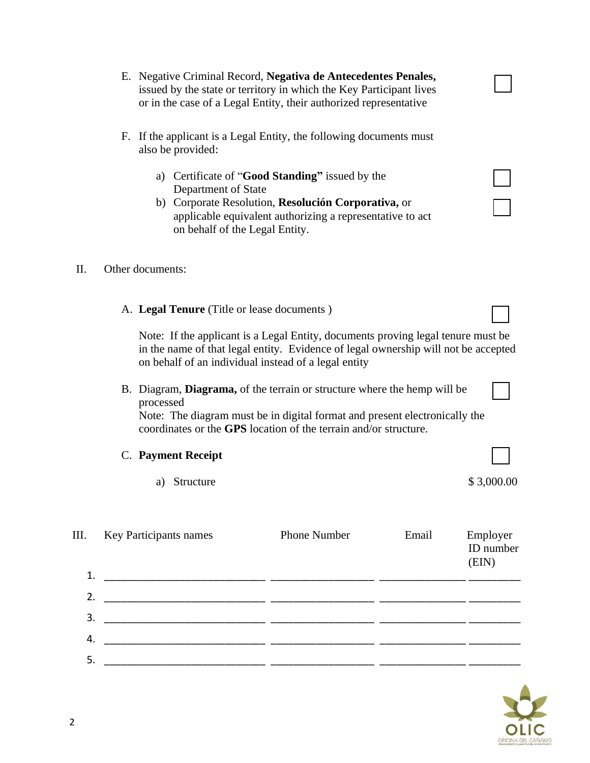E. Negative Criminal Record, **Negativa de Antecedentes Penales,** issued by the state or territory in which the Key Participant lives or in the case of a Legal Entity, their authorized representative ☐

F. If the applicant is a Legal Entity, the following documents must also be provided:

   a) Certificate of "**Good Standing"** issued by the Department of State ☐

   b) Corporate Resolution, **Resolución Corporativa,** or applicable equivalent authorizing a representative to act on behalf of the Legal Entity. ☐

II. Other documents:

A. **Legal Tenure** (Title or lease documents ) ☐

Note: If the applicant is a Legal Entity, documents proving legal tenure must be in the name of that legal entity. Evidence of legal ownership will not be accepted on behalf of an individual instead of a legal entity

B. Diagram, **Diagrama,** of the terrain or structure where the hemp will be processed ☐

Note: The diagram must be in digital format and present electronically the coordinates or the **GPS** location of the terrain and/or structure.

C. **Payment Receipt** ☐

   a) Structure $ 3,000.00

III. Key Participants names

| | Key Participants names | Phone Number | Email | Employer ID number (EIN) |
|---|---|---|---|---|
| 1. | ___________________________ | _________________ | _______________ | _________ |
| 2. | ___________________________ | _________________ | _______________ | _________ |
| 3. | ___________________________ | _________________ | _______________ | _________ |
| 4. | ___________________________ | _________________ | _______________ | _________ |
| 5. | ___________________________ | _________________ | _______________ | _________ |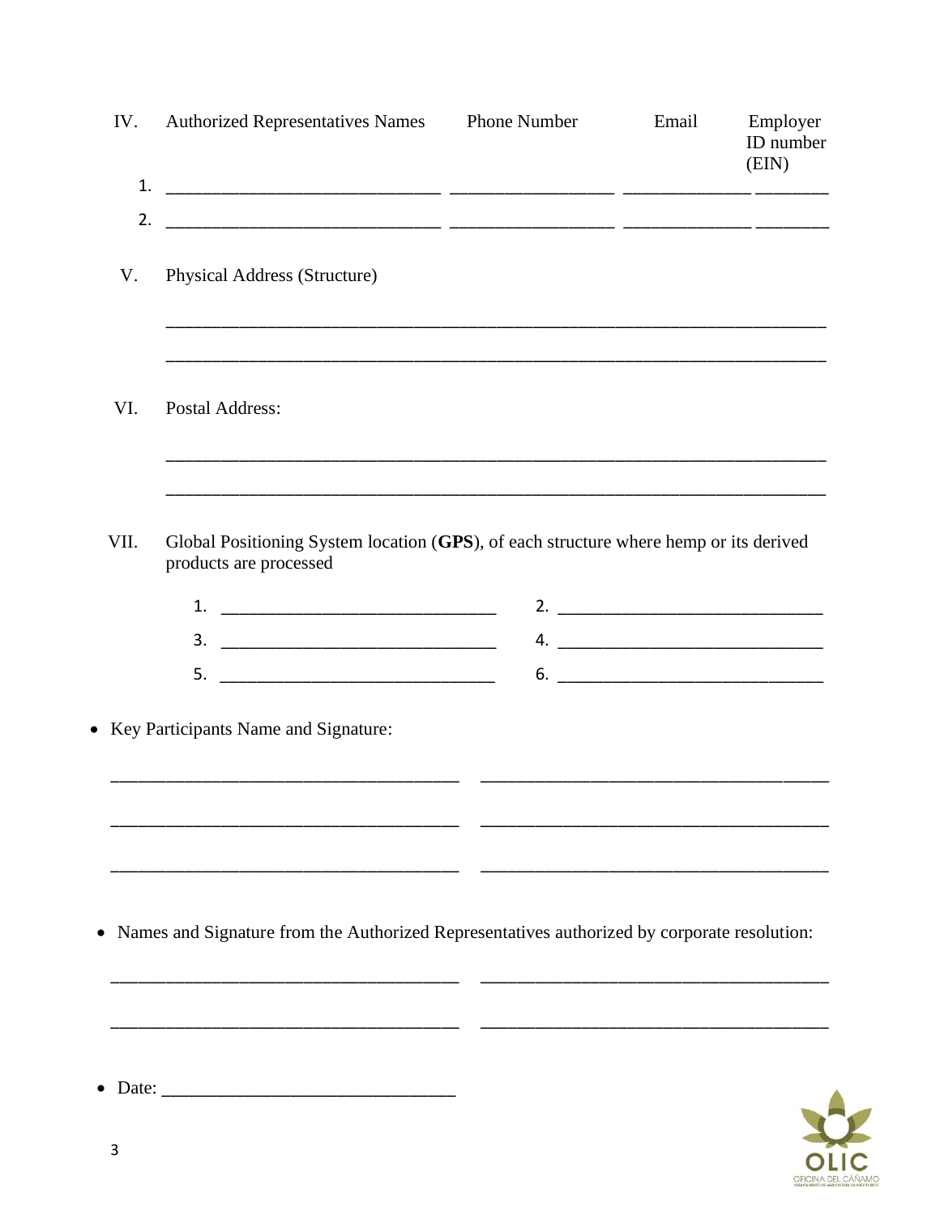IV. Authorized Representatives Names | Phone Number | Email | Employer ID number (EIN)

| | Authorized Representatives Names | Phone Number | Email | Employer ID number (EIN) |
|---|---|---|---|---|
| 1. | ______________________________ | __________________ | ______________ | ________ |
| 2. | ______________________________ | __________________ | ______________ | ________ |

V. Physical Address (Structure)

________________________________________________________________________

________________________________________________________________________

VI. Postal Address:

________________________________________________________________________

________________________________________________________________________

VII. Global Positioning System location (**GPS**), of each structure where hemp or its derived products are processed

1. ______________________________ 2. ______________________________

3. ______________________________ 4. ______________________________

5. ______________________________ 6. ______________________________

- Key Participants Name and Signature:

______________________________________ ______________________________________

______________________________________ ______________________________________

______________________________________ ______________________________________

- Names and Signature from the Authorized Representatives authorized by corporate resolution:

______________________________________ ______________________________________

______________________________________ ______________________________________

- Date: ________________________________

OLIC
OFICINA DEL CÁÑAMO